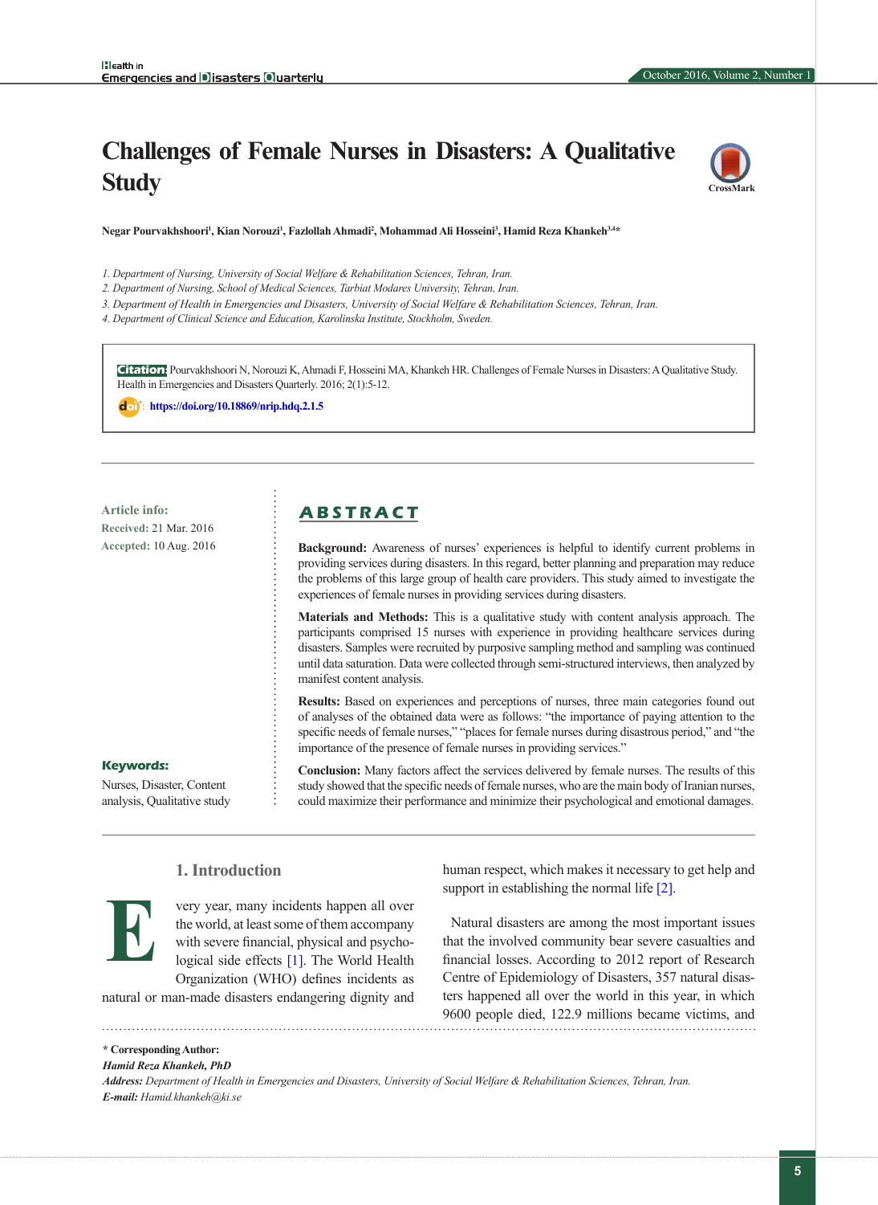# Challenges of Female Nurses in Disasters: A Qualitative Study

**Negar Pourvakhshoori[1], Kian Norouzi[1], Fazlollah Ahmadi[2], Mohammad Ali Hosseini[3], Hamid Reza Khankeh[3,4]***

*1. Department of Nursing, University of Social Welfare & Rehabilitation Sciences, Tehran, Iran.*
*2. Department of Nursing, School of Medical Sciences, Tarbiat Modares University, Tehran, Iran.*
*3. Department of Health in Emergencies and Disasters, University of Social Welfare & Rehabilitation Sciences, Tehran, Iran.*
*4. Department of Clinical Science and Education, Karolinska Institute, Stockholm, Sweden.*

**Citation:** Pourvakhshoori N, Norouzi K, Ahmadi F, Hosseini MA, Khankeh HR. Challenges of Female Nurses in Disasters: A Qualitative Study. Health in Emergencies and Disasters Quarterly. 2016; 2(1):5-12.

**doi:** https://doi.org/10.18869/nrip.hdq.2.1.5

**Article info:**
**Received:** 21 Mar. 2016
**Accepted:** 10 Aug. 2016

**Keywords:**
Nurses, Disaster, Content analysis, Qualitative study

## ABSTRACT

**Background:** Awareness of nurses' experiences is helpful to identify current problems in providing services during disasters. In this regard, better planning and preparation may reduce the problems of this large group of health care providers. This study aimed to investigate the experiences of female nurses in providing services during disasters.

**Materials and Methods:** This is a qualitative study with content analysis approach. The participants comprised 15 nurses with experience in providing healthcare services during disasters. Samples were recruited by purposive sampling method and sampling was continued until data saturation. Data were collected through semi-structured interviews, then analyzed by manifest content analysis.

**Results:** Based on experiences and perceptions of nurses, three main categories found out of analyses of the obtained data were as follows: "the importance of paying attention to the specific needs of female nurses," "places for female nurses during disastrous period," and "the importance of the presence of female nurses in providing services."

**Conclusion:** Many factors affect the services delivered by female nurses. The results of this study showed that the specific needs of female nurses, who are the main body of Iranian nurses, could maximize their performance and minimize their psychological and emotional damages.

## 1. Introduction

Every year, many incidents happen all over the world, at least some of them accompany with severe financial, physical and psychological side effects [1]. The World Health Organization (WHO) defines incidents as natural or man-made disasters endangering dignity and human respect, which makes it necessary to get help and support in establishing the normal life [2].

Natural disasters are among the most important issues that the involved community bear severe casualties and financial losses. According to 2012 report of Research Centre of Epidemiology of Disasters, 357 natural disasters happened all over the world in this year, in which 9600 people died, 122.9 millions became victims, and

---

**\* Corresponding Author:**
***Hamid Reza Khankeh, PhD***
***Address:*** *Department of Health in Emergencies and Disasters, University of Social Welfare & Rehabilitation Sciences, Tehran, Iran.*
***E-mail:*** *Hamid.khankeh@ki.se*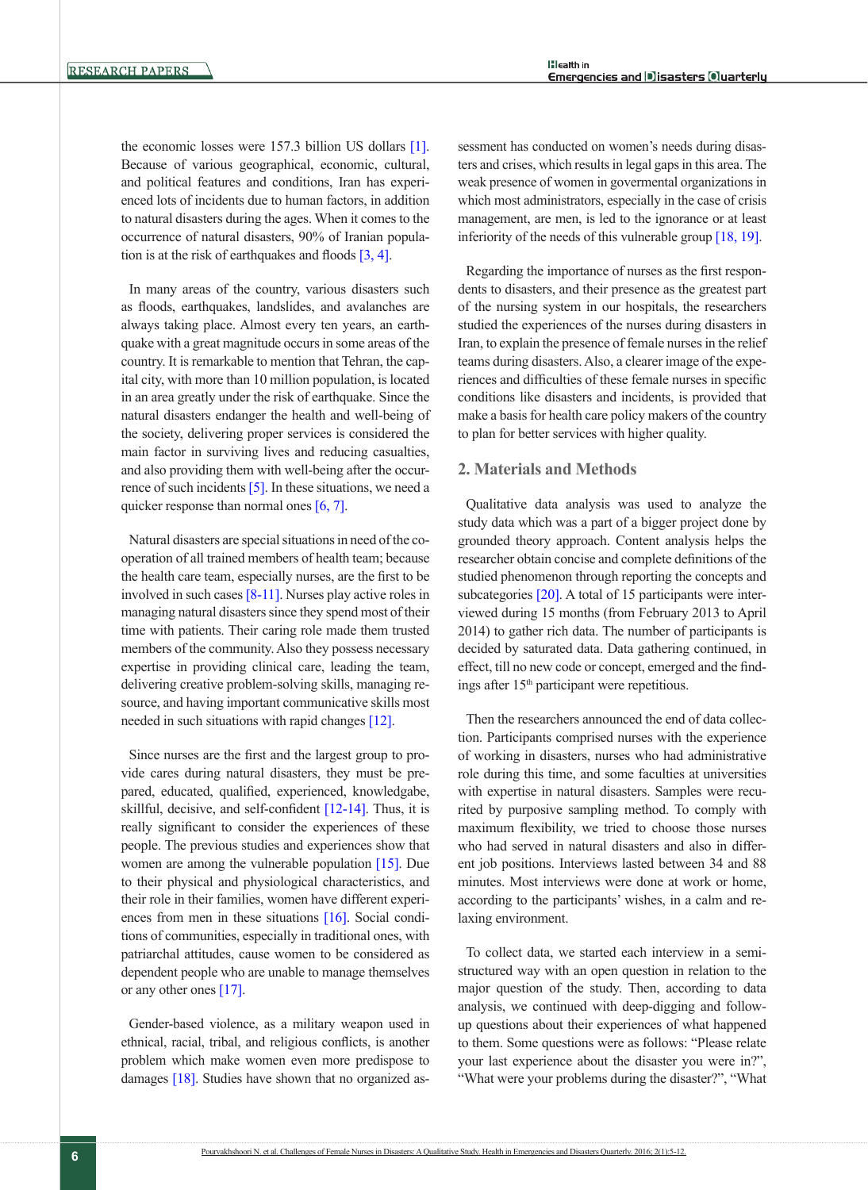the economic losses were 157.3 billion US dollars [1]. Because of various geographical, economic, cultural, and political features and conditions, Iran has experienced lots of incidents due to human factors, in addition to natural disasters during the ages. When it comes to the occurrence of natural disasters, 90% of Iranian population is at the risk of earthquakes and floods [3, 4].

In many areas of the country, various disasters such as floods, earthquakes, landslides, and avalanches are always taking place. Almost every ten years, an earthquake with a great magnitude occurs in some areas of the country. It is remarkable to mention that Tehran, the capital city, with more than 10 million population, is located in an area greatly under the risk of earthquake. Since the natural disasters endanger the health and well-being of the society, delivering proper services is considered the main factor in surviving lives and reducing casualties, and also providing them with well-being after the occurrence of such incidents [5]. In these situations, we need a quicker response than normal ones [6, 7].

Natural disasters are special situations in need of the cooperation of all trained members of health team; because the health care team, especially nurses, are the first to be involved in such cases [8-11]. Nurses play active roles in managing natural disasters since they spend most of their time with patients. Their caring role made them trusted members of the community. Also they possess necessary expertise in providing clinical care, leading the team, delivering creative problem-solving skills, managing resource, and having important communicative skills most needed in such situations with rapid changes [12].

Since nurses are the first and the largest group to provide cares during natural disasters, they must be prepared, educated, qualified, experienced, knowledgbale, skillful, decisive, and self-confident [12-14]. Thus, it is really significant to consider the experiences of these people. The previous studies and experiences show that women are among the vulnerable population [15]. Due to their physical and physiological characteristics, and their role in their families, women have different experiences from men in these situations [16]. Social conditions of communities, especially in traditional ones, with patriarchal attitudes, cause women to be considered as dependent people who are unable to manage themselves or any other ones [17].

Gender-based violence, as a military weapon used in ethnical, racial, tribal, and religious conflicts, is another problem which make women even more predispose to damages [18]. Studies have shown that no organized assessment has conducted on women's needs during disasters and crises, which results in legal gaps in this area. The weak presence of women in govermental organizations in which most administrators, especially in the case of crisis management, are men, is led to the ignorance or at least inferiority of the needs of this vulnerable group [18, 19].

Regarding the importance of nurses as the first responders to disasters, and their presence as the greatest part of the nursing system in our hospitals, the researchers studied the experiences of the nurses during disasters in Iran, to explain the presence of female nurses in the relief teams during disasters. Also, a clearer image of the experiences and difficulties of these female nurses in specific conditions like disasters and incidents, is provided that make a basis for health care policy makers of the country to plan for better services with higher quality.

## 2. Materials and Methods

Qualitative data analysis was used to analyze the study data which was a part of a bigger project done by grounded theory approach. Content analysis helps the researcher obtain concise and complete definitions of the studied phenomenon through reporting the concepts and subcategories [20]. A total of 15 participants were interviewed during 15 months (from February 2013 to April 2014) to gather rich data. The number of participants is decided by saturated data. Data gathering continued, in effect, till no new code or concept, emerged and the findings after 15th participant were repetitious.

Then the researchers announced the end of data collection. Participants comprised nurses with the experience of working in disasters, nurses who had administrative role during this time, and some faculties at universities with expertise in natural disasters. Samples were recurited by purposive sampling method. To comply with maximum flexibility, we tried to choose those nurses who had served in natural disasters and also in different job positions. Interviews lasted between 34 and 88 minutes. Most interviews were done at work or home, according to the participants' wishes, in a calm and relaxing environment.

To collect data, we started each interview in a semi-structured way with an open question in relation to the major question of the study. Then, according to data analysis, we continued with deep-digging and follow-up questions about their experiences of what happened to them. Some questions were as follows: "Please relate your last experience about the disaster you were in?", "What were your problems during the disaster?", "What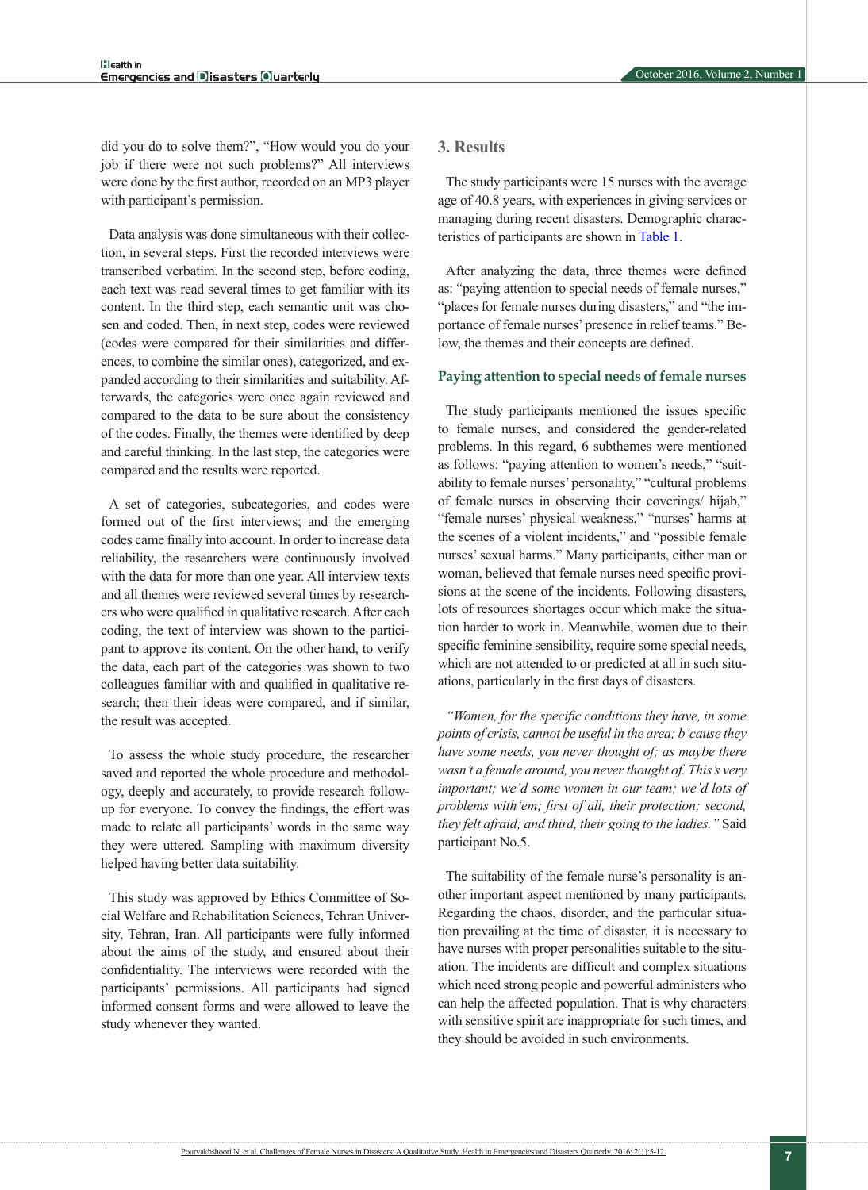did you do to solve them?", "How would you do your job if there were not such problems?" All interviews were done by the first author, recorded on an MP3 player with participant's permission.

Data analysis was done simultaneous with their collection, in several steps. First the recorded interviews were transcribed verbatim. In the second step, before coding, each text was read several times to get familiar with its content. In the third step, each semantic unit was chosen and coded. Then, in next step, codes were reviewed (codes were compared for their similarities and differences, to combine the similar ones), categorized, and expanded according to their similarities and suitability. Afterwards, the categories were once again reviewed and compared to the data to be sure about the consistency of the codes. Finally, the themes were identified by deep and careful thinking. In the last step, the categories were compared and the results were reported.

A set of categories, subcategories, and codes were formed out of the first interviews; and the emerging codes came finally into account. In order to increase data reliability, the researchers were continuously involved with the data for more than one year. All interview texts and all themes were reviewed several times by researchers who were qualified in qualitative research. After each coding, the text of interview was shown to the participant to approve its content. On the other hand, to verify the data, each part of the categories was shown to two colleagues familiar with and qualified in qualitative research; then their ideas were compared, and if similar, the result was accepted.

To assess the whole study procedure, the researcher saved and reported the whole procedure and methodology, deeply and accurately, to provide research follow-up for everyone. To convey the findings, the effort was made to relate all participants' words in the same way they were uttered. Sampling with maximum diversity helped having better data suitability.

This study was approved by Ethics Committee of Social Welfare and Rehabilitation Sciences, Tehran University, Tehran, Iran. All participants were fully informed about the aims of the study, and ensured about their confidentiality. The interviews were recorded with the participants' permissions. All participants had signed informed consent forms and were allowed to leave the study whenever they wanted.

## 3. Results

The study participants were 15 nurses with the average age of 40.8 years, with experiences in giving services or managing during recent disasters. Demographic characteristics of participants are shown in Table 1.

After analyzing the data, three themes were defined as: "paying attention to special needs of female nurses," "places for female nurses during disasters," and "the importance of female nurses' presence in relief teams." Below, the themes and their concepts are defined.

### Paying attention to special needs of female nurses

The study participants mentioned the issues specific to female nurses, and considered the gender-related problems. In this regard, 6 subthemes were mentioned as follows: "paying attention to women's needs," "suitability to female nurses' personality," "cultural problems of female nurses in observing their coverings/ hijab," "female nurses' physical weakness," "nurses' harms at the scenes of a violent incidents," and "possible female nurses' sexual harms." Many participants, either man or woman, believed that female nurses need specific provisions at the scene of the incidents. Following disasters, lots of resources shortages occur which make the situation harder to work in. Meanwhile, women due to their specific feminine sensibility, require some special needs, which are not attended to or predicted at all in such situations, particularly in the first days of disasters.

*"Women, for the specific conditions they have, in some points of crisis, cannot be useful in the area; b'cause they have some needs, you never thought of; as maybe there wasn't a female around, you never thought of. This's very important; we'd some women in our team; we'd lots of problems with'em; first of all, their protection; second, they felt afraid; and third, their going to the ladies."* Said participant No.5.

The suitability of the female nurse's personality is another important aspect mentioned by many participants. Regarding the chaos, disorder, and the particular situation prevailing at the time of disaster, it is necessary to have nurses with proper personalities suitable to the situation. The incidents are difficult and complex situations which need strong people and powerful administers who can help the affected population. That is why characters with sensitive spirit are inappropriate for such times, and they should be avoided in such environments.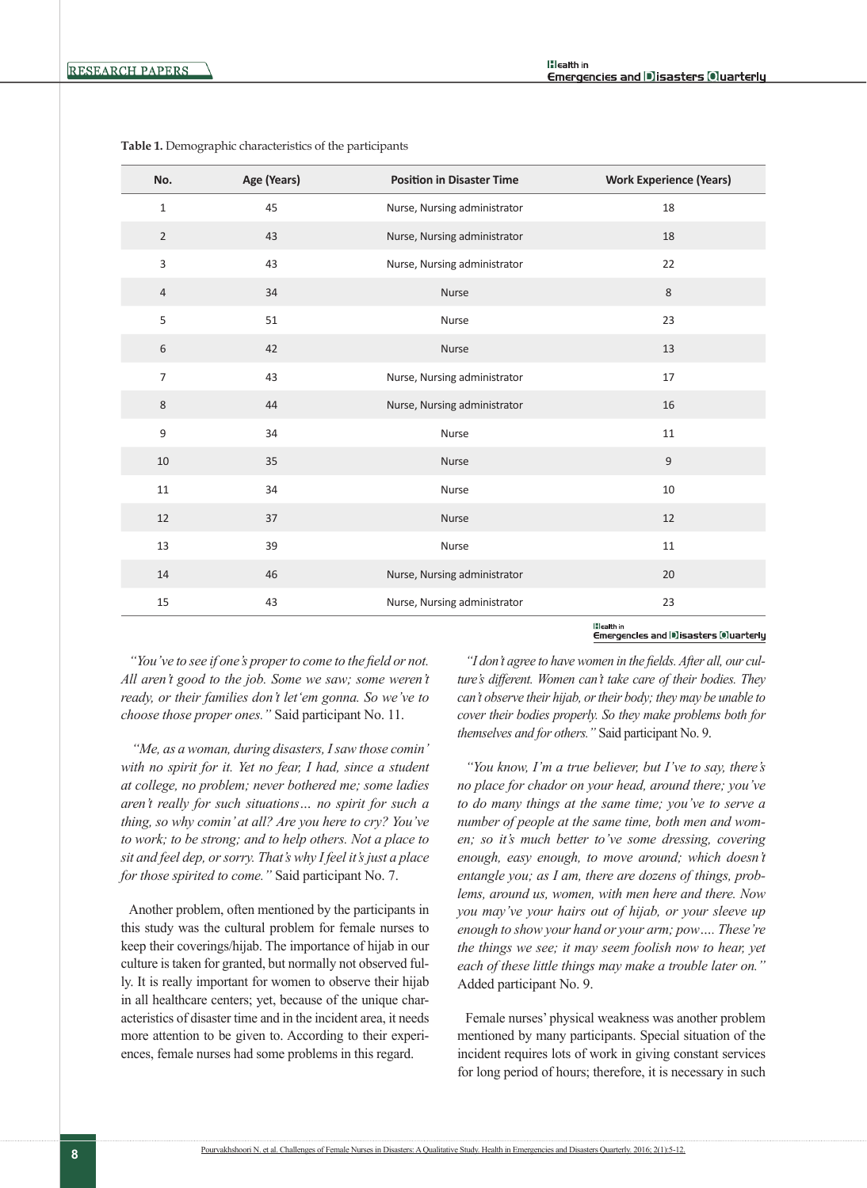**Table 1.** Demographic characteristics of the participants

| No. | Age (Years) | Position in Disaster Time | Work Experience (Years) |
|---|---|---|---|
| 1 | 45 | Nurse, Nursing administrator | 18 |
| 2 | 43 | Nurse, Nursing administrator | 18 |
| 3 | 43 | Nurse, Nursing administrator | 22 |
| 4 | 34 | Nurse | 8 |
| 5 | 51 | Nurse | 23 |
| 6 | 42 | Nurse | 13 |
| 7 | 43 | Nurse, Nursing administrator | 17 |
| 8 | 44 | Nurse, Nursing administrator | 16 |
| 9 | 34 | Nurse | 11 |
| 10 | 35 | Nurse | 9 |
| 11 | 34 | Nurse | 10 |
| 12 | 37 | Nurse | 12 |
| 13 | 39 | Nurse | 11 |
| 14 | 46 | Nurse, Nursing administrator | 20 |
| 15 | 43 | Nurse, Nursing administrator | 23 |

*"You've to see if one's proper to come to the field or not. All aren't good to the job. Some we saw; some weren't ready, or their families don't let'em gonna. So we've to choose those proper ones."* Said participant No. 11.

*"Me, as a woman, during disasters, I saw those comin' with no spirit for it. Yet no fear, I had, since a student at college, no problem; never bothered me; some ladies aren't really for such situations… no spirit for such a thing, so why comin' at all? Are you here to cry? You've to work; to be strong; and to help others. Not a place to sit and feel dep, or sorry. That's why I feel it's just a place for those spirited to come."* Said participant No. 7.

Another problem, often mentioned by the participants in this study was the cultural problem for female nurses to keep their coverings/hijab. The importance of hijab in our culture is taken for granted, but normally not observed fully. It is really important for women to observe their hijab in all healthcare centers; yet, because of the unique characteristics of disaster time and in the incident area, it needs more attention to be given to. According to their experiences, female nurses had some problems in this regard.

*"I don't agree to have women in the fields. After all, our culture's different. Women can't take care of their bodies. They can't observe their hijab, or their body; they may be unable to cover their bodies properly. So they make problems both for themselves and for others."* Said participant No. 9.

*"You know, I'm a true believer, but I've to say, there's no place for chador on your head, around there; you've to do many things at the same time; you've to serve a number of people at the same time, both men and women; so it's much better to've some dressing, covering enough, easy enough, to move around; which doesn't entangle you; as I am, there are dozens of things, problems, around us, women, with men here and there. Now you may've your hairs out of hijab, or your sleeve up enough to show your hand or your arm; pow…. These're the things we see; it may seem foolish now to hear, yet each of these little things may make a trouble later on."* Added participant No. 9.

Female nurses' physical weakness was another problem mentioned by many participants. Special situation of the incident requires lots of work in giving constant services for long period of hours; therefore, it is necessary in such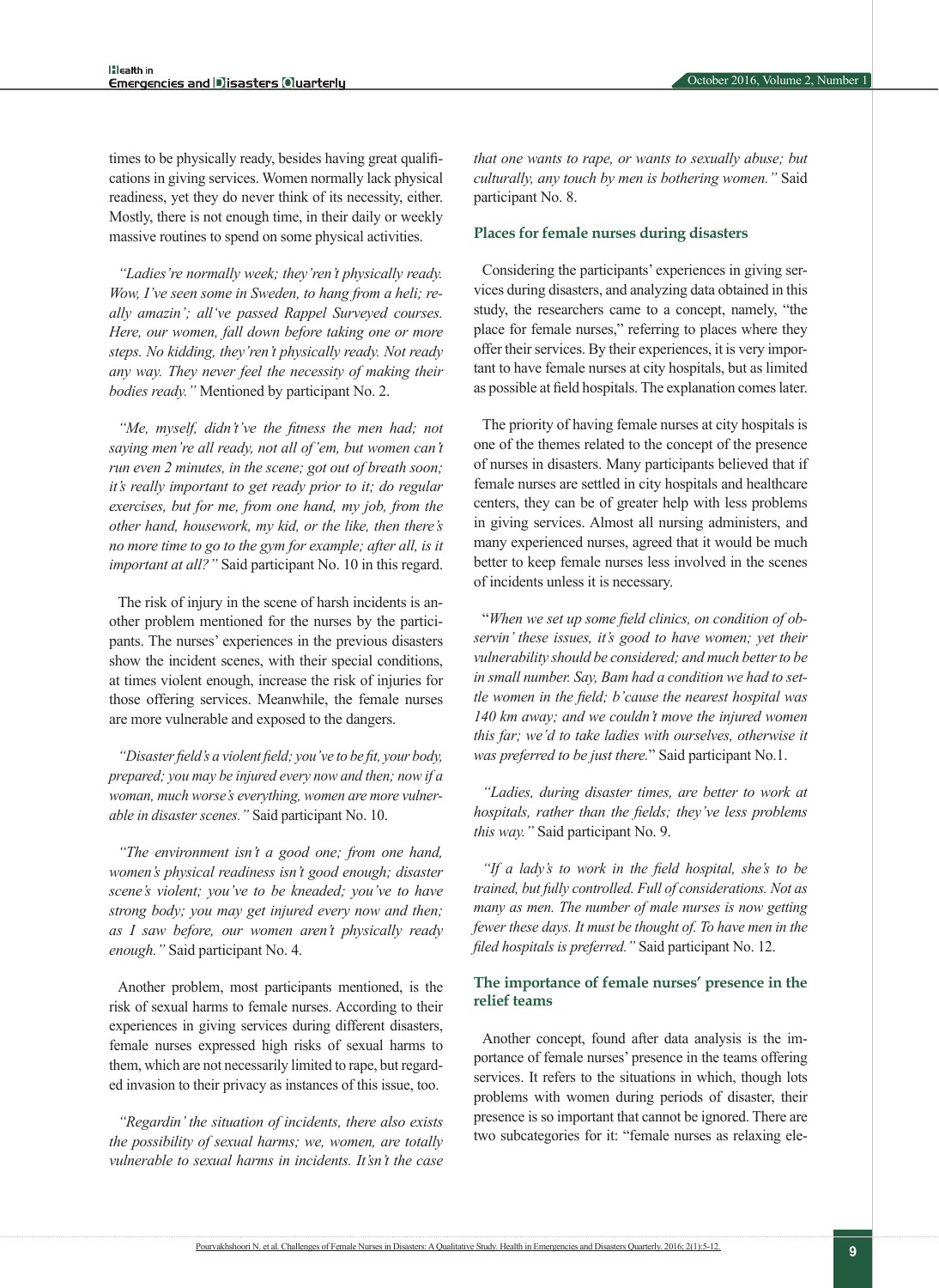times to be physically ready, besides having great qualifications in giving services. Women normally lack physical readiness, yet they do never think of its necessity, either. Mostly, there is not enough time, in their daily or weekly massive routines to spend on some physical activities.

*"Ladies're normally week; they'ren't physically ready. Wow, I've seen some in Sweden, to hang from a heli; really amazin'; all've passed Rappel Surveyed courses. Here, our women, fall down before taking one or more steps. No kidding, they'ren't physically ready. Not ready any way. They never feel the necessity of making their bodies ready."* Mentioned by participant No. 2.

*"Me, myself, didn't've the fitness the men had; not saying men're all ready, not all of 'em, but women can't run even 2 minutes, in the scene; got out of breath soon; it's really important to get ready prior to it; do regular exercises, but for me, from one hand, my job, from the other hand, housework, my kid, or the like, then there's no more time to go to the gym for example; after all, is it important at all?"* Said participant No. 10 in this regard.

The risk of injury in the scene of harsh incidents is another problem mentioned for the nurses by the participants. The nurses' experiences in the previous disasters show the incident scenes, with their special conditions, at times violent enough, increase the risk of injuries for those offering services. Meanwhile, the female nurses are more vulnerable and exposed to the dangers.

*"Disaster field's a violent field; you've to be fit, your body, prepared; you may be injured every now and then; now if a woman, much worse's everything, women are more vulnerable in disaster scenes."* Said participant No. 10.

*"The environment isn't a good one; from one hand, women's physical readiness isn't good enough; disaster scene's violent; you've to be kneaded; you've to have strong body; you may get injured every now and then; as I saw before, our women aren't physically ready enough."* Said participant No. 4.

Another problem, most participants mentioned, is the risk of sexual harms to female nurses. According to their experiences in giving services during different disasters, female nurses expressed high risks of sexual harms to them, which are not necessarily limited to rape, but regarded invasion to their privacy as instances of this issue, too.

*"Regardin' the situation of incidents, there also exists the possibility of sexual harms; we, women, are totally vulnerable to sexual harms in incidents. It'sn't the case that one wants to rape, or wants to sexually abuse; but culturally, any touch by men is bothering women."* Said participant No. 8.

### Places for female nurses during disasters

Considering the participants' experiences in giving services during disasters, and analyzing data obtained in this study, the researchers came to a concept, namely, "the place for female nurses," referring to places where they offer their services. By their experiences, it is very important to have female nurses at city hospitals, but as limited as possible at field hospitals. The explanation comes later.

The priority of having female nurses at city hospitals is one of the themes related to the concept of the presence of nurses in disasters. Many participants believed that if female nurses are settled in city hospitals and healthcare centers, they can be of greater help with less problems in giving services. Almost all nursing administers, and many experienced nurses, agreed that it would be much better to keep female nurses less involved in the scenes of incidents unless it is necessary.

"*When we set up some field clinics, on condition of observin' these issues, it's good to have women; yet their vulnerability should be considered; and much better to be in small number. Say, Bam had a condition we had to settle women in the field; b'cause the nearest hospital was 140 km away; and we couldn't move the injured women this far; we'd to take ladies with ourselves, otherwise it was preferred to be just there.*" Said participant No.1.

*"Ladies, during disaster times, are better to work at hospitals, rather than the fields; they've less problems this way."* Said participant No. 9.

*"If a lady's to work in the field hospital, she's to be trained, but fully controlled. Full of considerations. Not as many as men. The number of male nurses is now getting fewer these days. It must be thought of. To have men in the filed hospitals is preferred."* Said participant No. 12.

### The importance of female nurses' presence in the relief teams

Another concept, found after data analysis is the importance of female nurses' presence in the teams offering services. It refers to the situations in which, though lots problems with women during periods of disaster, their presence is so important that cannot be ignored. There are two subcategories for it: "female nurses as relaxing ele-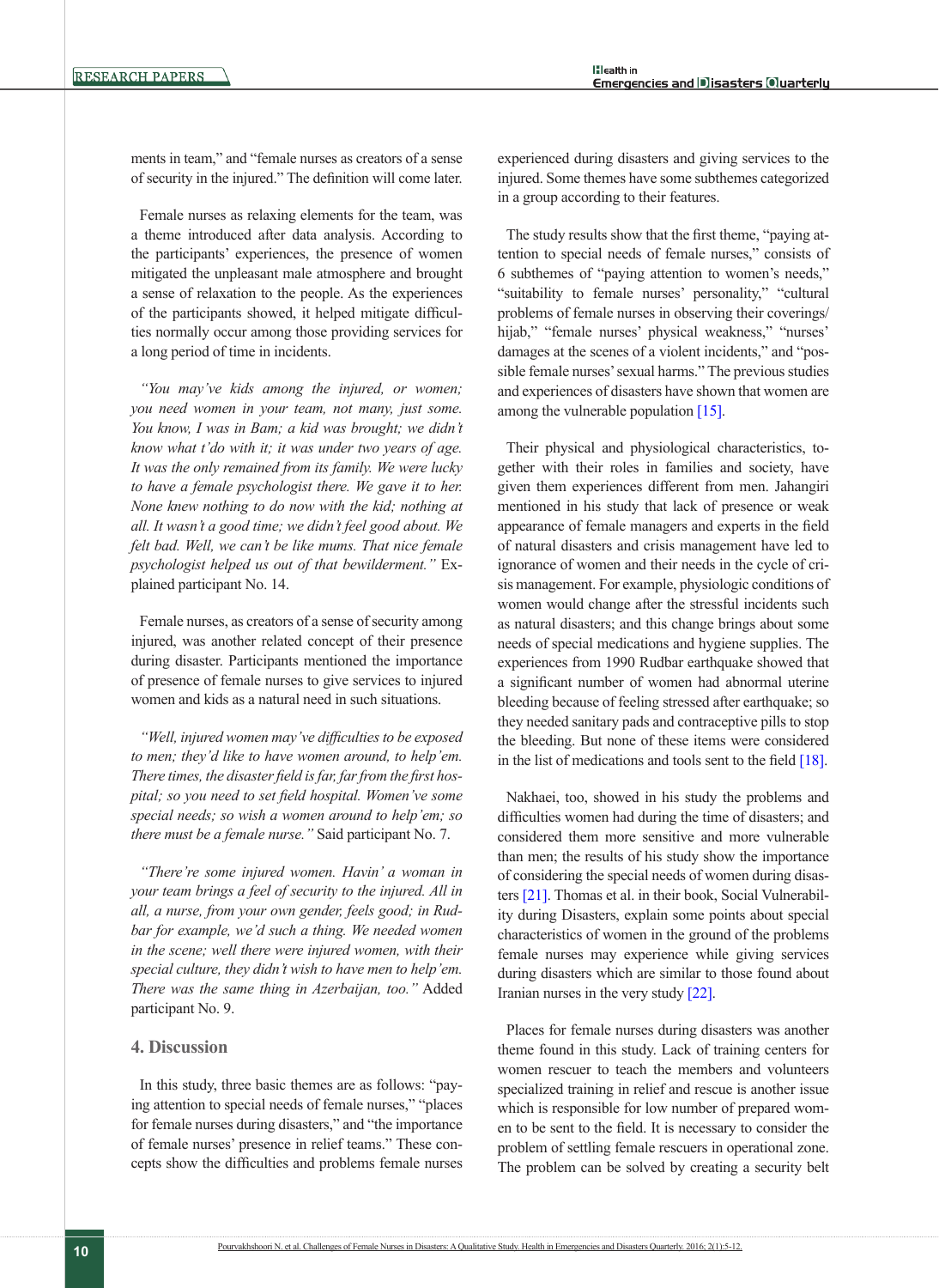ments in team," and "female nurses as creators of a sense of security in the injured." The definition will come later.

Female nurses as relaxing elements for the team, was a theme introduced after data analysis. According to the participants' experiences, the presence of women mitigated the unpleasant male atmosphere and brought a sense of relaxation to the people. As the experiences of the participants showed, it helped mitigate difficulties normally occur among those providing services for a long period of time in incidents.

*"You may've kids among the injured, or women; you need women in your team, not many, just some. You know, I was in Bam; a kid was brought; we didn't know what t'do with it; it was under two years of age. It was the only remained from its family. We were lucky to have a female psychologist there. We gave it to her. None knew nothing to do now with the kid; nothing at all. It wasn't a good time; we didn't feel good about. We felt bad. Well, we can't be like mums. That nice female psychologist helped us out of that bewilderment."* Explained participant No. 14.

Female nurses, as creators of a sense of security among injured, was another related concept of their presence during disaster. Participants mentioned the importance of presence of female nurses to give services to injured women and kids as a natural need in such situations.

*"Well, injured women may've difficulties to be exposed to men; they'd like to have women around, to help'em. There times, the disaster field is far, far from the first hospital; so you need to set field hospital. Women've some special needs; so wish a women around to help'em; so there must be a female nurse."* Said participant No. 7.

*"There're some injured women. Havin' a woman in your team brings a feel of security to the injured. All in all, a nurse, from your own gender, feels good; in Rudbar for example, we'd such a thing. We needed women in the scene; well there were injured women, with their special culture, they didn't wish to have men to help'em. There was the same thing in Azerbaijan, too."* Added participant No. 9.

## 4. Discussion

In this study, three basic themes are as follows: "paying attention to special needs of female nurses," "places for female nurses during disasters," and "the importance of female nurses' presence in relief teams." These concepts show the difficulties and problems female nurses experienced during disasters and giving services to the injured. Some themes have some subthemes categorized in a group according to their features.

The study results show that the first theme, "paying attention to special needs of female nurses," consists of 6 subthemes of "paying attention to women's needs," "suitability to female nurses' personality," "cultural problems of female nurses in observing their coverings/hijab," "female nurses' physical weakness," "nurses' damages at the scenes of a violent incidents," and "possible female nurses' sexual harms." The previous studies and experiences of disasters have shown that women are among the vulnerable population [15].

Their physical and physiological characteristics, together with their roles in families and society, have given them experiences different from men. Jahangiri mentioned in his study that lack of presence or weak appearance of female managers and experts in the field of natural disasters and crisis management have led to ignorance of women and their needs in the cycle of crisis management. For example, physiologic conditions of women would change after the stressful incidents such as natural disasters; and this change brings about some needs of special medications and hygiene supplies. The experiences from 1990 Rudbar earthquake showed that a significant number of women had abnormal uterine bleeding because of feeling stressed after earthquake; so they needed sanitary pads and contraceptive pills to stop the bleeding. But none of these items were considered in the list of medications and tools sent to the field [18].

Nakhaei, too, showed in his study the problems and difficulties women had during the time of disasters; and considered them more sensitive and more vulnerable than men; the results of his study show the importance of considering the special needs of women during disasters [21]. Thomas et al. in their book, Social Vulnerability during Disasters, explain some points about special characteristics of women in the ground of the problems female nurses may experience while giving services during disasters which are similar to those found about Iranian nurses in the very study [22].

Places for female nurses during disasters was another theme found in this study. Lack of training centers for women rescuer to teach the members and volunteers specialized training in relief and rescue is another issue which is responsible for low number of prepared women to be sent to the field. It is necessary to consider the problem of settling female rescuers in operational zone. The problem can be solved by creating a security belt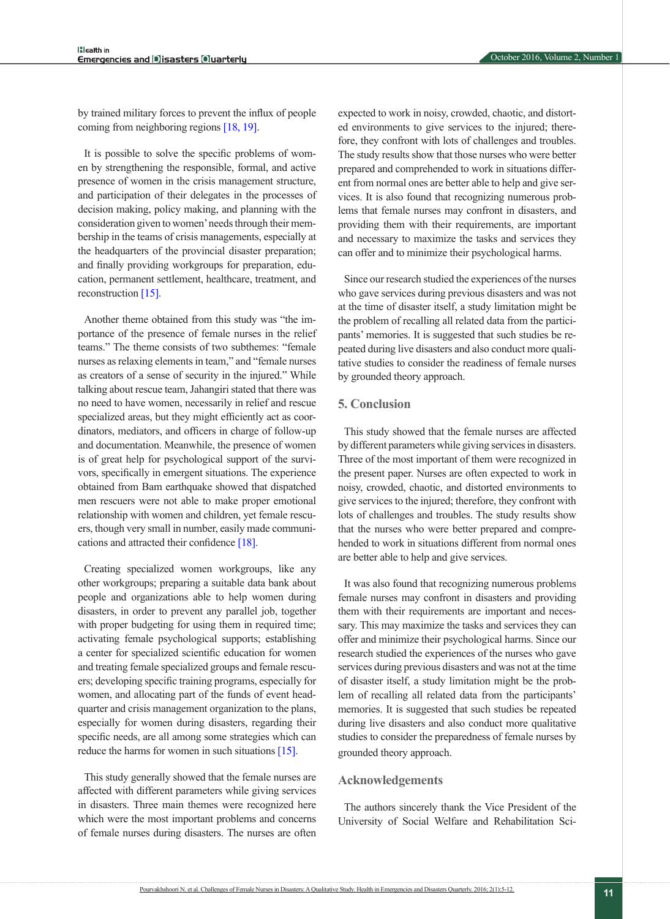by trained military forces to prevent the influx of people coming from neighboring regions [18, 19].

It is possible to solve the specific problems of women by strengthening the responsible, formal, and active presence of women in the crisis management structure, and participation of their delegates in the processes of decision making, policy making, and planning with the consideration given to women' needs through their membership in the teams of crisis managements, especially at the headquarters of the provincial disaster preparation; and finally providing workgroups for preparation, education, permanent settlement, healthcare, treatment, and reconstruction [15].

Another theme obtained from this study was "the importance of the presence of female nurses in the relief teams." The theme consists of two subthemes: "female nurses as relaxing elements in team," and "female nurses as creators of a sense of security in the injured." While talking about rescue team, Jahangiri stated that there was no need to have women, necessarily in relief and rescue specialized areas, but they might efficiently act as coordinators, mediators, and officers in charge of follow-up and documentation. Meanwhile, the presence of women is of great help for psychological support of the survivors, specifically in emergent situations. The experience obtained from Bam earthquake showed that dispatched men rescuers were not able to make proper emotional relationship with women and children, yet female rescuers, though very small in number, easily made communications and attracted their confidence [18].

Creating specialized women workgroups, like any other workgroups; preparing a suitable data bank about people and organizations able to help women during disasters, in order to prevent any parallel job, together with proper budgeting for using them in required time; activating female psychological supports; establishing a center for specialized scientific education for women and treating female specialized groups and female rescuers; developing specific training programs, especially for women, and allocating part of the funds of event headquarter and crisis management organization to the plans, especially for women during disasters, regarding their specific needs, are all among some strategies which can reduce the harms for women in such situations [15].

This study generally showed that the female nurses are affected with different parameters while giving services in disasters. Three main themes were recognized here which were the most important problems and concerns of female nurses during disasters. The nurses are often expected to work in noisy, crowded, chaotic, and distorted environments to give services to the injured; therefore, they confront with lots of challenges and troubles. The study results show that those nurses who were better prepared and comprehended to work in situations different from normal ones are better able to help and give services. It is also found that recognizing numerous problems that female nurses may confront in disasters, and providing them with their requirements, are important and necessary to maximize the tasks and services they can offer and to minimize their psychological harms.

Since our research studied the experiences of the nurses who gave services during previous disasters and was not at the time of disaster itself, a study limitation might be the problem of recalling all related data from the participants' memories. It is suggested that such studies be repeated during live disasters and also conduct more qualitative studies to consider the readiness of female nurses by grounded theory approach.

## 5. Conclusion

This study showed that the female nurses are affected by different parameters while giving services in disasters. Three of the most important of them were recognized in the present paper. Nurses are often expected to work in noisy, crowded, chaotic, and distorted environments to give services to the injured; therefore, they confront with lots of challenges and troubles. The study results show that the nurses who were better prepared and comprehended to work in situations different from normal ones are better able to help and give services.

It was also found that recognizing numerous problems female nurses may confront in disasters and providing them with their requirements are important and necessary. This may maximize the tasks and services they can offer and minimize their psychological harms. Since our research studied the experiences of the nurses who gave services during previous disasters and was not at the time of disaster itself, a study limitation might be the problem of recalling all related data from the participants' memories. It is suggested that such studies be repeated during live disasters and also conduct more qualitative studies to consider the preparedness of female nurses by grounded theory approach.

## Acknowledgements

The authors sincerely thank the Vice President of the University of Social Welfare and Rehabilitation Sci-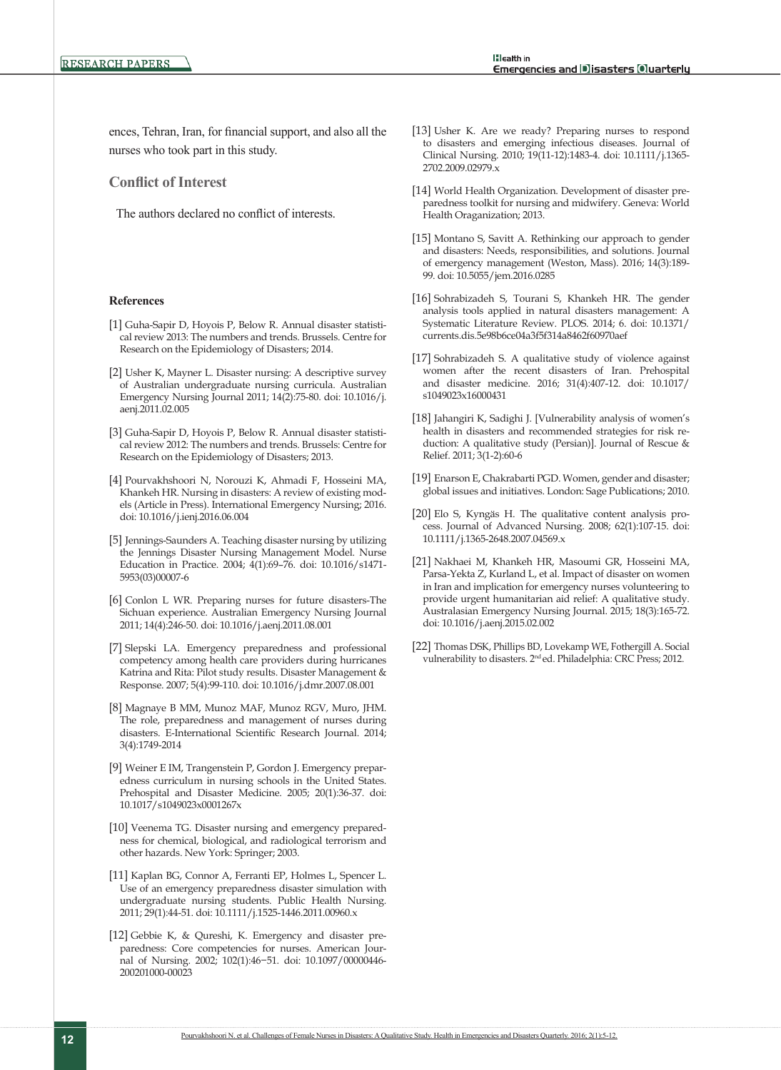ences, Tehran, Iran, for financial support, and also all the nurses who took part in this study.

## Conflict of Interest

The authors declared no conflict of interests.

### References

[1] Guha-Sapir D, Hoyois P, Below R. Annual disaster statistical review 2013: The numbers and trends. Brussels. Centre for Research on the Epidemiology of Disasters; 2014.

[2] Usher K, Mayner L. Disaster nursing: A descriptive survey of Australian undergraduate nursing curricula. Australian Emergency Nursing Journal 2011; 14(2):75-80. doi: 10.1016/j.aenj.2011.02.005

[3] Guha-Sapir D, Hoyois P, Below R. Annual disaster statistical review 2012: The numbers and trends. Brussels: Centre for Research on the Epidemiology of Disasters; 2013.

[4] Pourvakhshoori N, Norouzi K, Ahmadi F, Hosseini MA, Khankeh HR. Nursing in disasters: A review of existing models (Article in Press). International Emergency Nursing; 2016. doi: 10.1016/j.ienj.2016.06.004

[5] Jennings-Saunders A. Teaching disaster nursing by utilizing the Jennings Disaster Nursing Management Model. Nurse Education in Practice. 2004; 4(1):69–76. doi: 10.1016/s1471-5953(03)00007-6

[6] Conlon L WR. Preparing nurses for future disasters-The Sichuan experience. Australian Emergency Nursing Journal 2011; 14(4):246-50. doi: 10.1016/j.aenj.2011.08.001

[7] Slepski LA. Emergency preparedness and professional competency among health care providers during hurricanes Katrina and Rita: Pilot study results. Disaster Management & Response. 2007; 5(4):99-110. doi: 10.1016/j.dmr.2007.08.001

[8] Magnaye B MM, Munoz MAF, Munoz RGV, Muro, JHM. The role, preparedness and management of nurses during disasters. E-International Scientific Research Journal. 2014; 3(4):1749-2014

[9] Weiner E IM, Trangenstein P, Gordon J. Emergency preparedness curriculum in nursing schools in the United States. Prehospital and Disaster Medicine. 2005; 20(1):36-37. doi: 10.1017/s1049023x0001267x

[10] Veenema TG. Disaster nursing and emergency preparedness for chemical, biological, and radiological terrorism and other hazards. New York: Springer; 2003.

[11] Kaplan BG, Connor A, Ferranti EP, Holmes L, Spencer L. Use of an emergency preparedness disaster simulation with undergraduate nursing students. Public Health Nursing. 2011; 29(1):44-51. doi: 10.1111/j.1525-1446.2011.00960.x

[12] Gebbie K, & Qureshi, K. Emergency and disaster preparedness: Core competencies for nurses. American Journal of Nursing. 2002; 102(1):46−51. doi: 10.1097/00000446-200201000-00023

[13] Usher K. Are we ready? Preparing nurses to respond to disasters and emerging infectious diseases. Journal of Clinical Nursing. 2010; 19(11-12):1483-4. doi: 10.1111/j.1365-2702.2009.02979.x

[14] World Health Organization. Development of disaster preparedness toolkit for nursing and midwifery. Geneva: World Health Oraganization; 2013.

[15] Montano S, Savitt A. Rethinking our approach to gender and disasters: Needs, responsibilities, and solutions. Journal of emergency management (Weston, Mass). 2016; 14(3):189-99. doi: 10.5055/jem.2016.0285

[16] Sohrabizadeh S, Tourani S, Khankeh HR. The gender analysis tools applied in natural disasters management: A Systematic Literature Review. PLOS. 2014; 6. doi: 10.1371/currents.dis.5e98b6ce04a3f5f314a8462f60970aef

[17] Sohrabizadeh S. A qualitative study of violence against women after the recent disasters of Iran. Prehospital and disaster medicine. 2016; 31(4):407-12. doi: 10.1017/s1049023x16000431

[18] Jahangiri K, Sadighi J. [Vulnerability analysis of women's health in disasters and recommended strategies for risk reduction: A qualitative study (Persian)]. Journal of Rescue & Relief. 2011; 3(1-2):60-6

[19] Enarson E, Chakrabarti PGD. Women, gender and disaster; global issues and initiatives. London: Sage Publications; 2010.

[20] Elo S, Kyngäs H. The qualitative content analysis process. Journal of Advanced Nursing. 2008; 62(1):107-15. doi: 10.1111/j.1365-2648.2007.04569.x

[21] Nakhaei M, Khankeh HR, Masoumi GR, Hosseini MA, Parsa-Yekta Z, Kurland L, et al. Impact of disaster on women in Iran and implication for emergency nurses volunteering to provide urgent humanitarian aid relief: A qualitative study. Australasian Emergency Nursing Journal. 2015; 18(3):165-72. doi: 10.1016/j.aenj.2015.02.002

[22] Thomas DSK, Phillips BD, Lovekamp WE, Fothergill A. Social vulnerability to disasters. 2nd ed. Philadelphia: CRC Press; 2012.